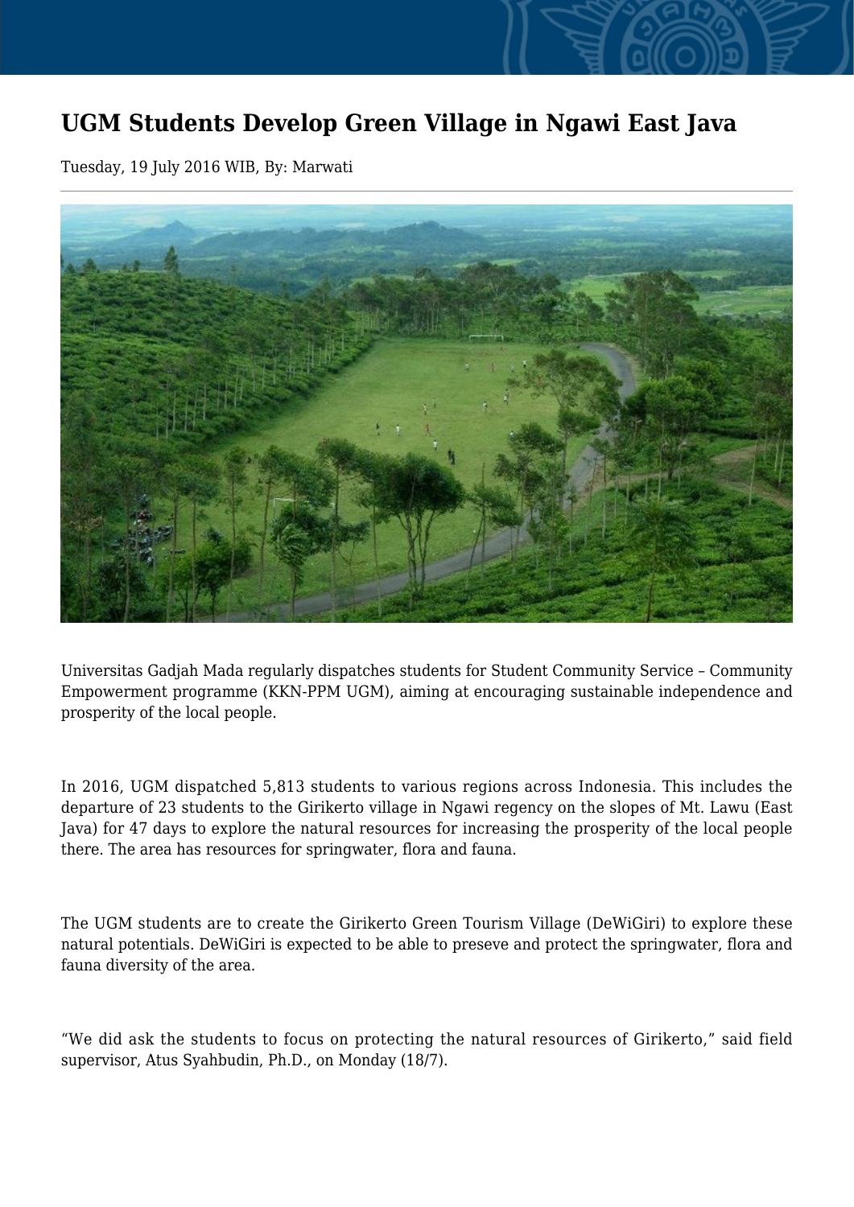# UGM Students Develop Green Village in Ngawi East Java

Tuesday, 19 July 2016 WIB, By: Marwati

Universitas Gadjah Mada regularly dispatches students for Student Community Service – Community Empowerment programme (KKN-PPM UGM), aiming at encouraging sustainable independence and prosperity of the local people.

In 2016, UGM dispatched 5,813 students to various regions across Indonesia. This includes the departure of 23 students to the Girikerto village in Ngawi regency on the slopes of Mt. Lawu (East Java) for 47 days to explore the natural resources for increasing the prosperity of the local people there. The area has resources for springwater, flora and fauna.

The UGM students are to create the Girikerto Green Tourism Village (DeWiGiri) to explore these natural potentials. DeWiGiri is expected to be able to preseve and protect the springwater, flora and fauna diversity of the area.

"We did ask the students to focus on protecting the natural resources of Girikerto," said field supervisor, Atus Syahbudin, Ph.D., on Monday (18/7).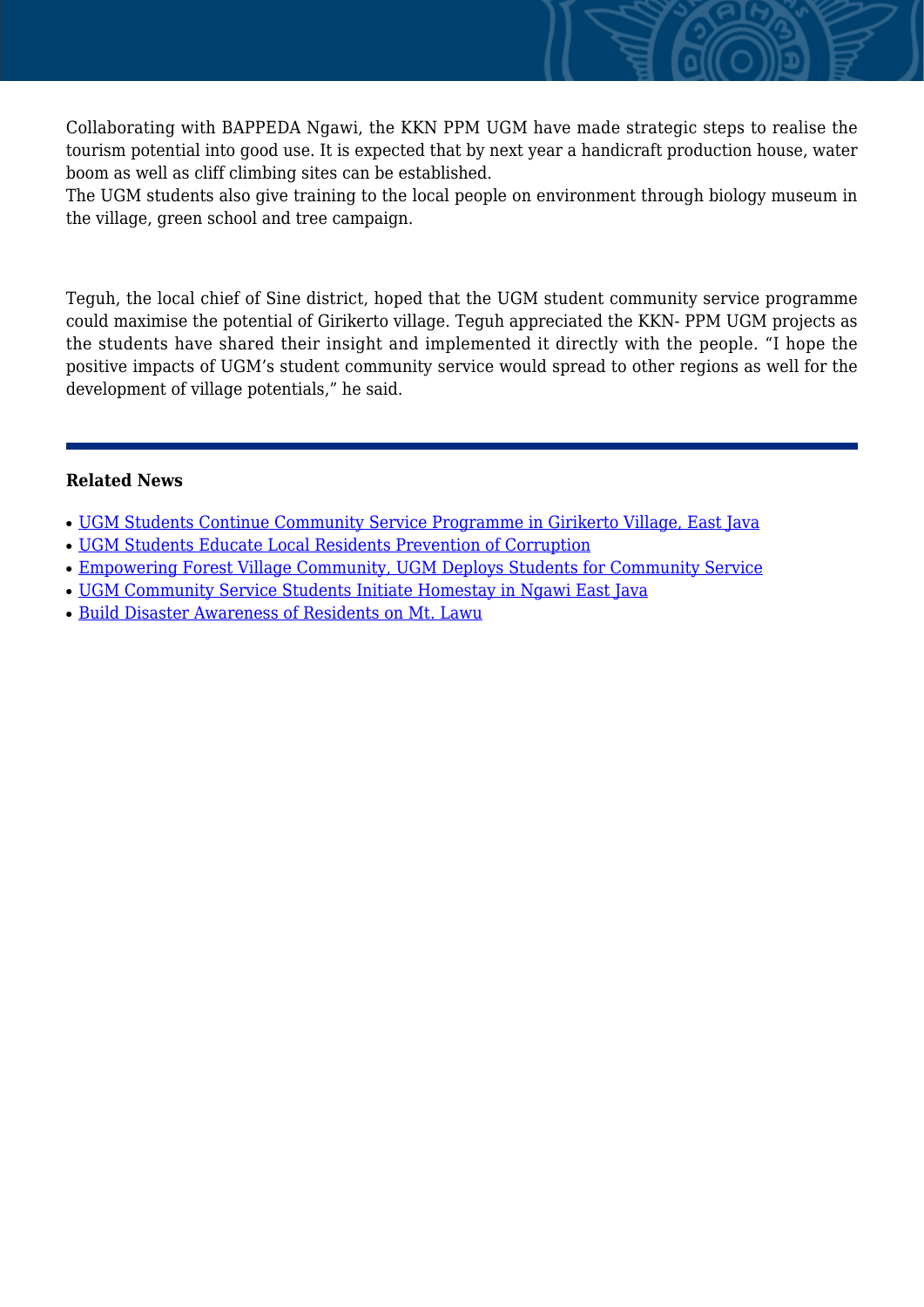Collaborating with BAPPEDA Ngawi, the KKN PPM UGM have made strategic steps to realise the tourism potential into good use. It is expected that by next year a handicraft production house, water boom as well as cliff climbing sites can be established.
The UGM students also give training to the local people on environment through biology museum in the village, green school and tree campaign.

Teguh, the local chief of Sine district, hoped that the UGM student community service programme could maximise the potential of Girikerto village. Teguh appreciated the KKN- PPM UGM projects as the students have shared their insight and implemented it directly with the people. “I hope the positive impacts of UGM’s student community service would spread to other regions as well for the development of village potentials,” he said.

---

**Related News**

- UGM Students Continue Community Service Programme in Girikerto Village, East Java
- UGM Students Educate Local Residents Prevention of Corruption
- Empowering Forest Village Community, UGM Deploys Students for Community Service
- UGM Community Service Students Initiate Homestay in Ngawi East Java
- Build Disaster Awareness of Residents on Mt. Lawu